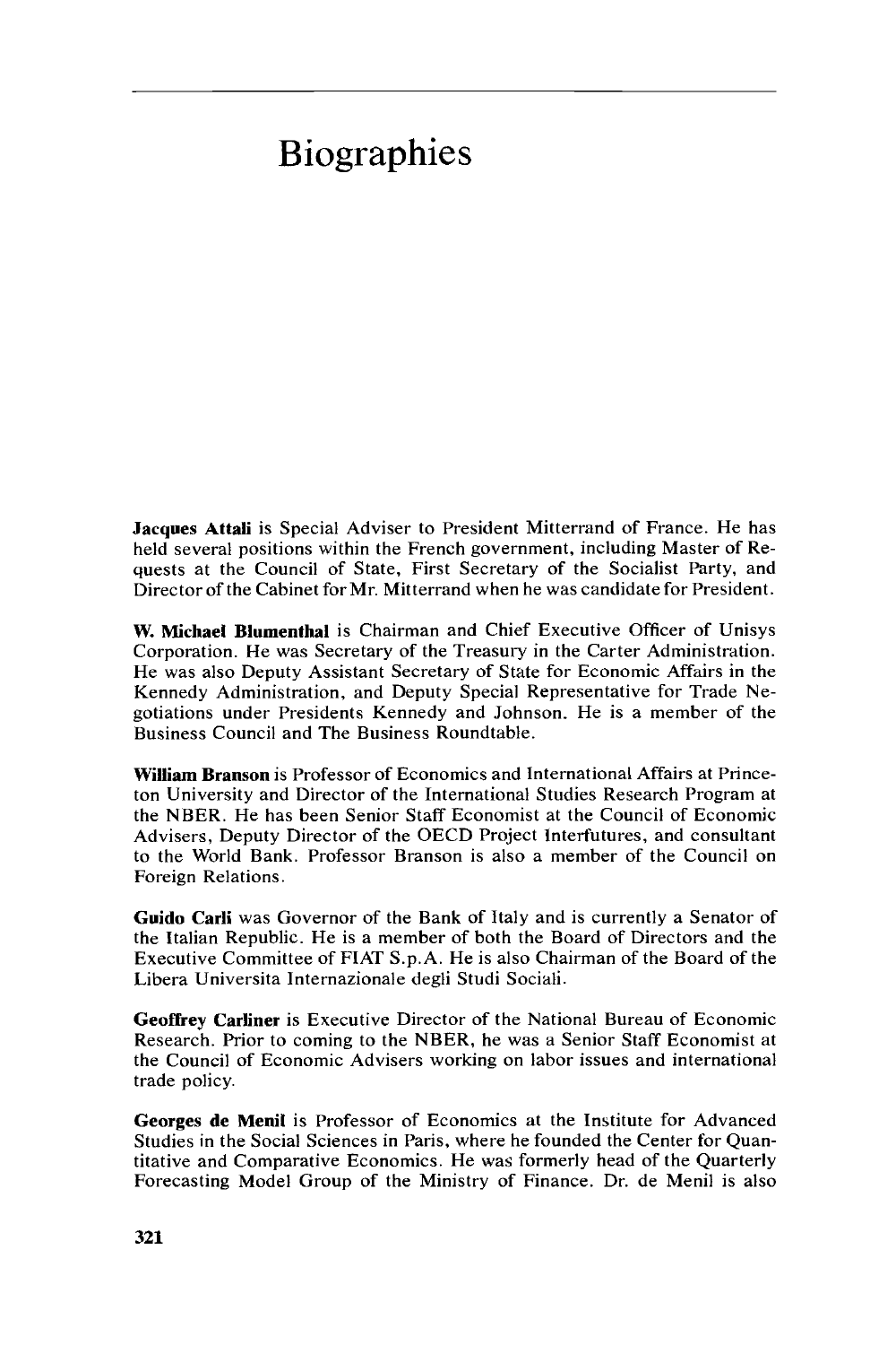# Biographies

**Jacques Attali** is Special Adviser to President Mitterrand of France. He has held several positions within the French government, including Master of Requests at the Council of State, First Secretary of the Socialist Party, and Director of the Cabinet for Mr. Mitterrand when he was candidate for President.

**W. Michael Blumenthal** is Chairman and Chief Executive Officer of Unisys Corporation. He was Secretary of the Treasury in the Carter Administration. He was also Deputy Assistant Secretary of State for Economic Affairs in the Kennedy Administration, and Deputy Special Representative for Trade Negotiations under Presidents Kennedy and Johnson. He is a member of the Business Council and The Business Roundtable.

**William Branson** is Professor of Economics and International Affairs at Princeton University and Director of the International Studies Research Program at the NBER. He has been Senior Staff Economist at the Council of Economic Advisers, Deputy Director of the OECD Project Interfutures, and consultant to the World Bank. Professor Branson is also a member of the Council on Foreign Relations.

**Guido Carli** was Governor of the Bank of Italy and is currently a Senator of the Italian Republic. He is a member of both the Board of Directors and the Executive Committee of FIAT S.p.A. He is also Chairman of the Board of the Libera Universita Internazionale degli Studi Sociali.

**Geoffrey Carliner** is Executive Director of the National Bureau of Economic Research. Prior to coming to the NBER, he was a Senior Staff Economist at the Council of Economic Advisers working on labor issues and international trade policy.

**Georges de Menil** is Professor of Economics at the Institute for Advanced Studies in the Social Sciences in Paris, where he founded the Center for Quantitative and Comparative Economics. He was formerly head of the Quarterly Forecasting Model Group of the Ministry of Finance. Dr. de Menil is also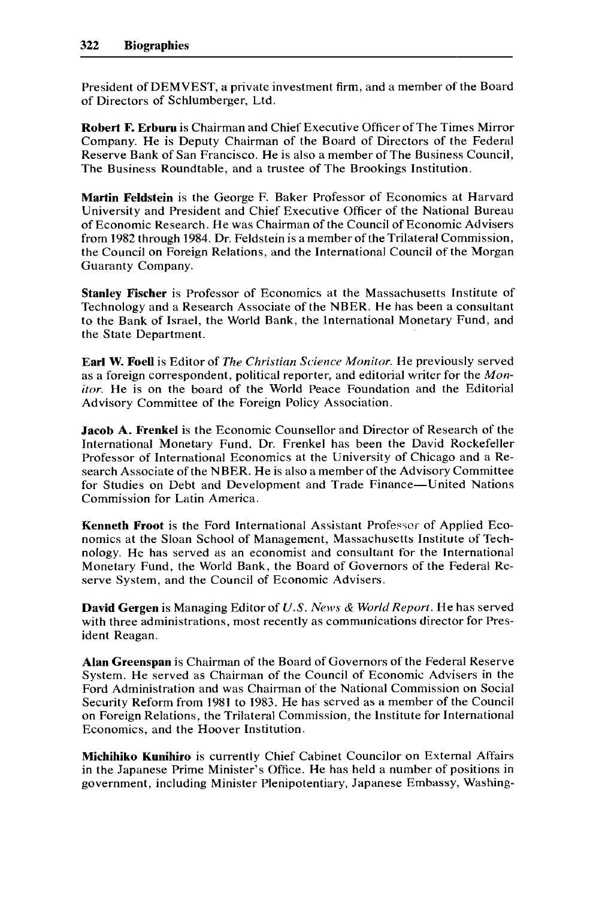President of DEMVEST, a private investment firm, and a member of the Board of Directors of Schlumberger, Ltd.

**Robert F. Erburu** is Chairman and Chief Executive Officer of The Times Mirror Company. He is Deputy Chairman of the Board of Directors of the Federal Reserve Bank of San Francisco. He is also a member of The Business Council, The Business Roundtable, and a trustee of The Brookings Institution.

**Martin Feldstein** is the George F. Baker Professor of Economics at Harvard University and President and Chief Executive Officer of the National Bureau of Economic Research. He was Chairman of the Council of Economic Advisers from 1982 through 1984. Dr. Feldstein is a member of the Trilateral Commission, the Council on Foreign Relations, and the International Council of the Morgan Guaranty Company.

**Stanley Fischer** is Professor of Economics at the Massachusetts Institute of Technology and a Research Associate of the NBER. He has been a consultant to the Bank of Israel, the World Bank, the International Monetary Fund, and the State Department.

**Earl W. Foell** is Editor of *The Christian Science Monitor*. He previously served as a foreign correspondent, political reporter, and editorial writer for the *Monitor*. He is on the board of the World Peace Foundation and the Editorial Advisory Committee of the Foreign Policy Association.

**Jacob A. Frenkel** is the Economic Counsellor and Director of Research of the International Monetary Fund. Dr. Frenkel has been the David Rockefeller Professor of International Economics at the University of Chicago and a Research Associate of the NBER. He is also a member of the Advisory Committee for Studies on Debt and Development and Trade Finance—United Nations Commission for Latin America.

**Kenneth Froot** is the Ford International Assistant Professor of Applied Economics at the Sloan School of Management, Massachusetts Institute of Technology. He has served as an economist and consultant for the International Monetary Fund, the World Bank, the Board of Governors of the Federal Reserve System, and the Council of Economic Advisers.

**David Gergen** is Managing Editor of *U.S. News & World Report*. He has served with three administrations, most recently as communications director for President Reagan.

**Alan Greenspan** is Chairman of the Board of Governors of the Federal Reserve System. He served as Chairman of the Council of Economic Advisers in the Ford Administration and was Chairman of the National Commission on Social Security Reform from 1981 to 1983. He has served as a member of the Council on Foreign Relations, the Trilateral Commission, the Institute for International Economics, and the Hoover Institution.

**Michihiko Kunihiro** is currently Chief Cabinet Councilor on External Affairs in the Japanese Prime Minister's Office. He has held a number of positions in government, including Minister Plenipotentiary, Japanese Embassy, Washing-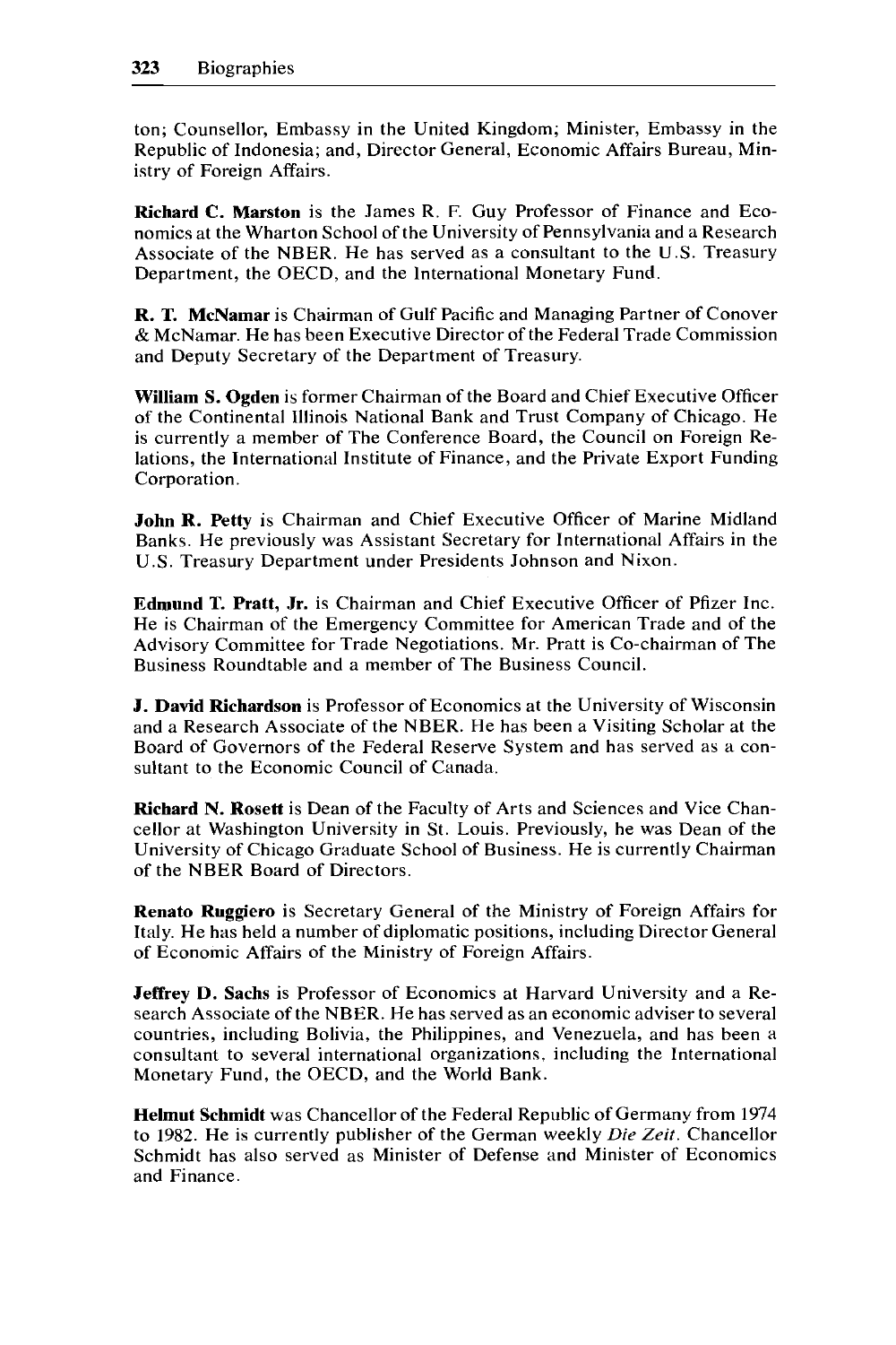ton; Counsellor, Embassy in the United Kingdom; Minister, Embassy in the Republic of Indonesia; and, Director General, Economic Affairs Bureau, Ministry of Foreign Affairs.

**Richard C. Marston** is the James R. F. Guy Professor of Finance and Economics at the Wharton School of the University of Pennsylvania and a Research Associate of the NBER. He has served as a consultant to the U.S. Treasury Department, the OECD, and the International Monetary Fund.

**R. T. McNamar** is Chairman of Gulf Pacific and Managing Partner of Conover & McNamar. He has been Executive Director of the Federal Trade Commission and Deputy Secretary of the Department of Treasury.

**William S. Ogden** is former Chairman of the Board and Chief Executive Officer of the Continental Illinois National Bank and Trust Company of Chicago. He is currently a member of The Conference Board, the Council on Foreign Relations, the International Institute of Finance, and the Private Export Funding Corporation.

**John R. Petty** is Chairman and Chief Executive Officer of Marine Midland Banks. He previously was Assistant Secretary for International Affairs in the U.S. Treasury Department under Presidents Johnson and Nixon.

**Edmund T. Pratt, Jr.** is Chairman and Chief Executive Officer of Pfizer Inc. He is Chairman of the Emergency Committee for American Trade and of the Advisory Committee for Trade Negotiations. Mr. Pratt is Co-chairman of The Business Roundtable and a member of The Business Council.

**J. David Richardson** is Professor of Economics at the University of Wisconsin and a Research Associate of the NBER. He has been a Visiting Scholar at the Board of Governors of the Federal Reserve System and has served as a consultant to the Economic Council of Canada.

**Richard N. Rosett** is Dean of the Faculty of Arts and Sciences and Vice Chancellor at Washington University in St. Louis. Previously, he was Dean of the University of Chicago Graduate School of Business. He is currently Chairman of the NBER Board of Directors.

**Renato Ruggiero** is Secretary General of the Ministry of Foreign Affairs for Italy. He has held a number of diplomatic positions, including Director General of Economic Affairs of the Ministry of Foreign Affairs.

**Jeffrey D. Sachs** is Professor of Economics at Harvard University and a Research Associate of the NBER. He has served as an economic adviser to several countries, including Bolivia, the Philippines, and Venezuela, and has been a consultant to several international organizations, including the International Monetary Fund, the OECD, and the World Bank.

**Helmut Schmidt** was Chancellor of the Federal Republic of Germany from 1974 to 1982. He is currently publisher of the German weekly *Die Zeit*. Chancellor Schmidt has also served as Minister of Defense and Minister of Economics and Finance.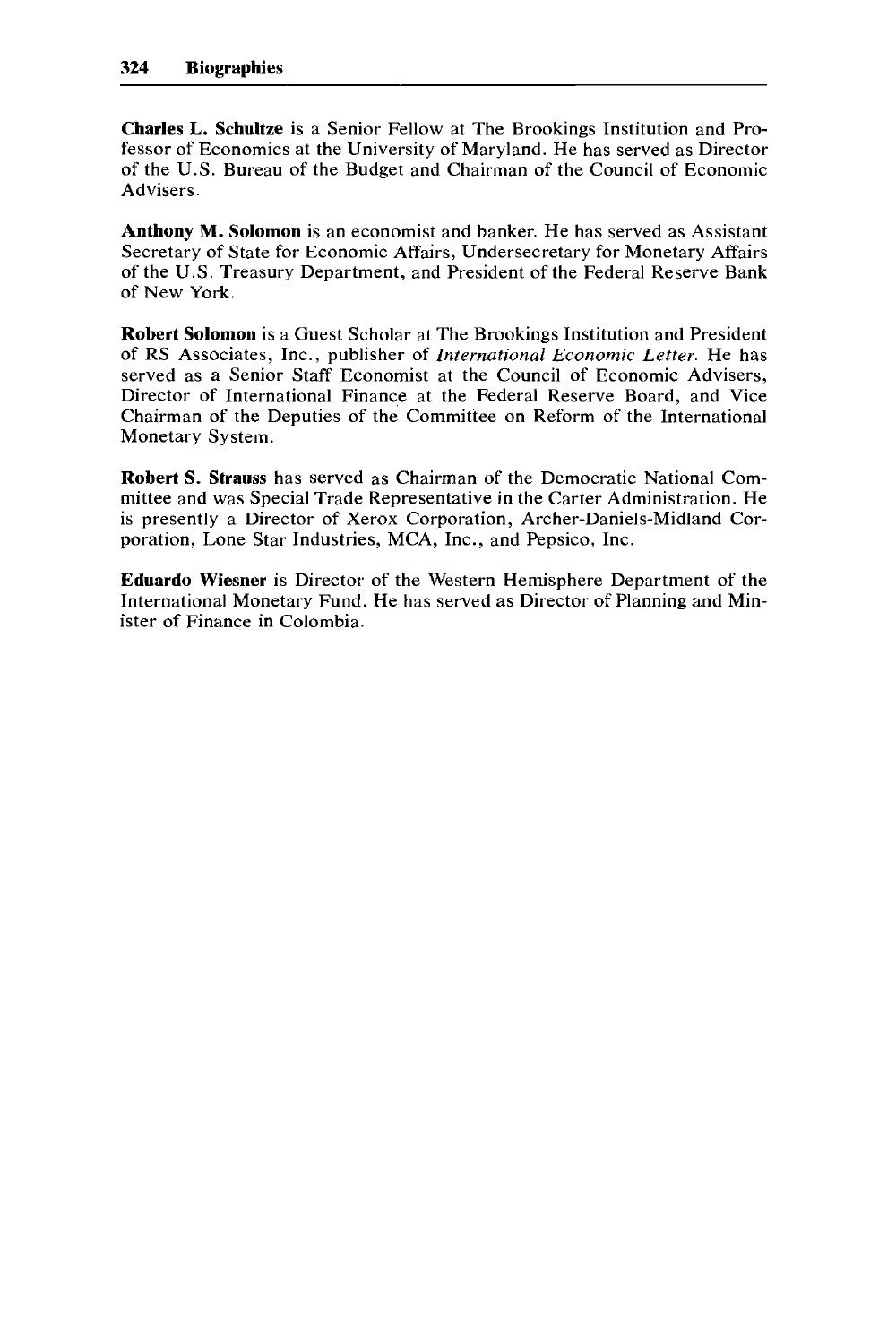**Charles L. Schultze** is a Senior Fellow at The Brookings Institution and Professor of Economics at the University of Maryland. He has served as Director of the U.S. Bureau of the Budget and Chairman of the Council of Economic Advisers.

**Anthony M. Solomon** is an economist and banker. He has served as Assistant Secretary of State for Economic Affairs, Undersecretary for Monetary Affairs of the U.S. Treasury Department, and President of the Federal Reserve Bank of New York.

**Robert Solomon** is a Guest Scholar at The Brookings Institution and President of RS Associates, Inc., publisher of *International Economic Letter.* He has served as a Senior Staff Economist at the Council of Economic Advisers, Director of International Finance at the Federal Reserve Board, and Vice Chairman of the Deputies of the Committee on Reform of the International Monetary System.

**Robert S. Strauss** has served as Chairman of the Democratic National Committee and was Special Trade Representative in the Carter Administration. He is presently a Director of Xerox Corporation, Archer-Daniels-Midland Corporation, Lone Star Industries, MCA, Inc., and Pepsico, Inc.

**Eduardo Wiesner** is Director of the Western Hemisphere Department of the International Monetary Fund. He has served as Director of Planning and Minister of Finance in Colombia.